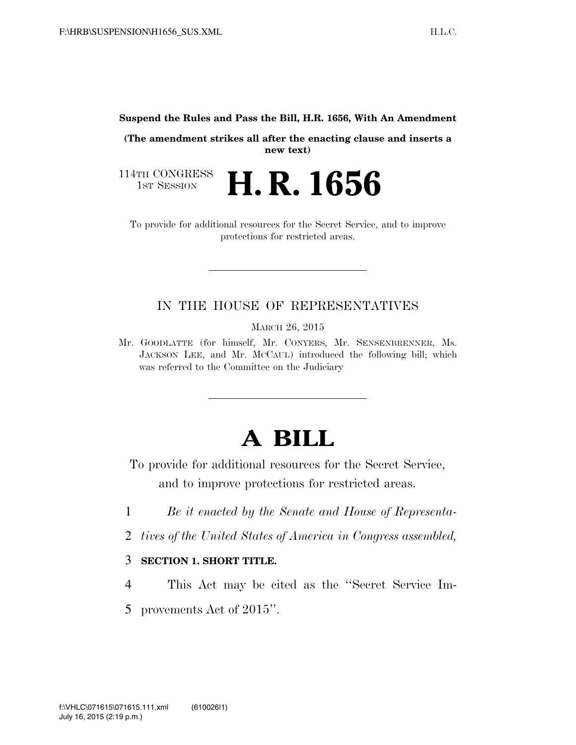**Suspend the Rules and Pass the Bill, H.R. 1656, With An Amendment**

**(The amendment strikes all after the enacting clause and inserts a new text)**

114TH CONGRESS
1ST SESSION

# H. R. 1656

To provide for additional resources for the Secret Service, and to improve protections for restricted areas.

---

IN THE HOUSE OF REPRESENTATIVES

MARCH 26, 2015

Mr. GOODLATTE (for himself, Mr. CONYERS, Mr. SENSENBRENNER, Ms. JACKSON LEE, and Mr. MCCAUL) introduced the following bill; which was referred to the Committee on the Judiciary

---

# A BILL

To provide for additional resources for the Secret Service, and to improve protections for restricted areas.

1 *Be it enacted by the Senate and House of Representa-*
2 *tives of the United States of America in Congress assembled,*

3 **SECTION 1. SHORT TITLE.**

4 This Act may be cited as the "Secret Service Im-
5 provements Act of 2015".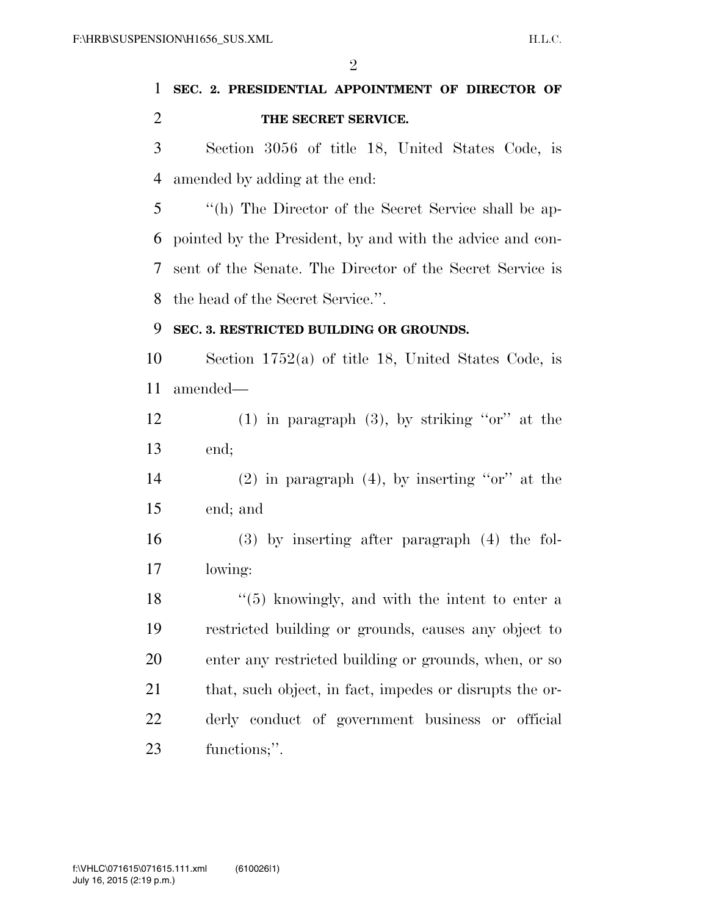**SEC. 2. PRESIDENTIAL APPOINTMENT OF DIRECTOR OF THE SECRET SERVICE.**

Section 3056 of title 18, United States Code, is amended by adding at the end:

"(h) The Director of the Secret Service shall be appointed by the President, by and with the advice and consent of the Senate. The Director of the Secret Service is the head of the Secret Service.".

**SEC. 3. RESTRICTED BUILDING OR GROUNDS.**

Section 1752(a) of title 18, United States Code, is amended—

(1) in paragraph (3), by striking "or" at the end;

(2) in paragraph (4), by inserting "or" at the end; and

(3) by inserting after paragraph (4) the following:

"(5) knowingly, and with the intent to enter a restricted building or grounds, causes any object to enter any restricted building or grounds, when, or so that, such object, in fact, impedes or disrupts the orderly conduct of government business or official functions;".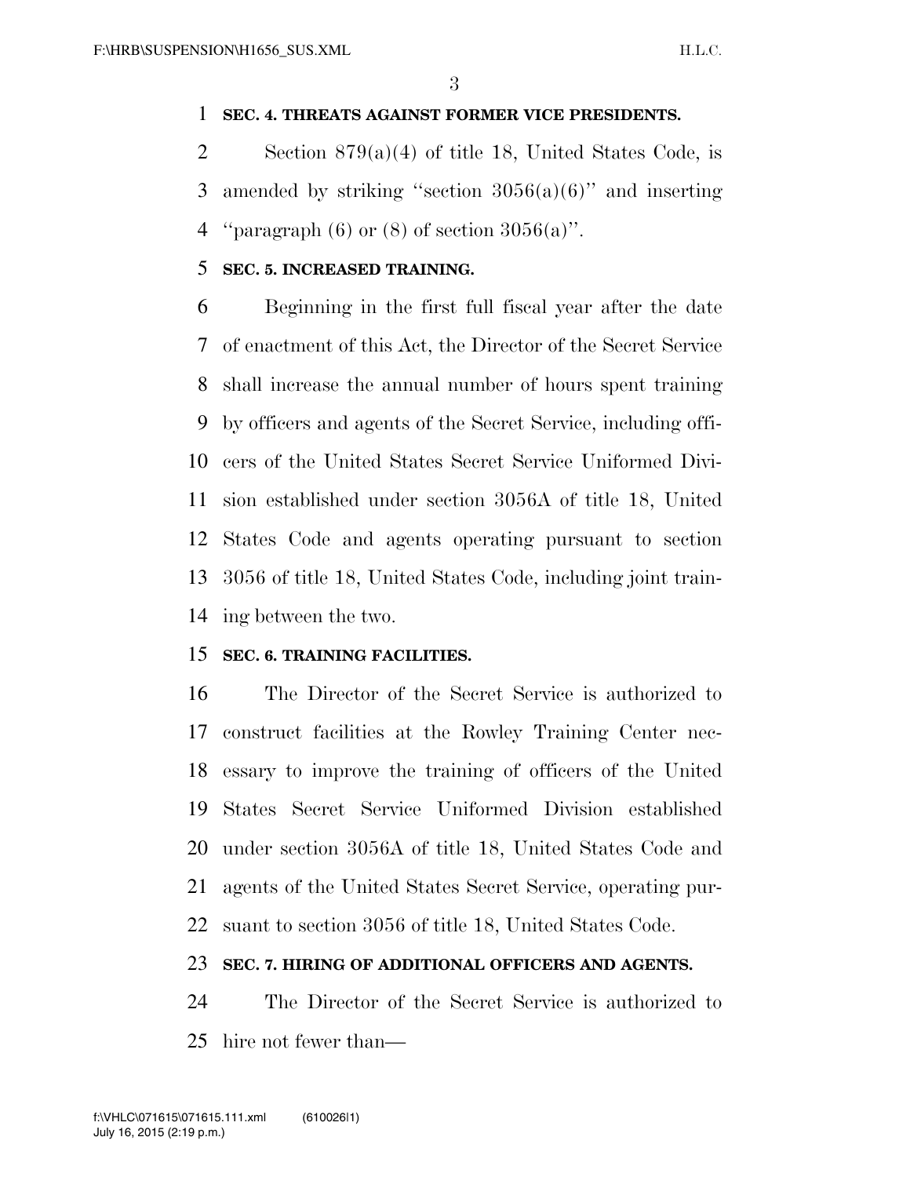**SEC. 4. THREATS AGAINST FORMER VICE PRESIDENTS.**

Section 879(a)(4) of title 18, United States Code, is amended by striking "section 3056(a)(6)" and inserting "paragraph (6) or (8) of section 3056(a)".

**SEC. 5. INCREASED TRAINING.**

Beginning in the first full fiscal year after the date of enactment of this Act, the Director of the Secret Service shall increase the annual number of hours spent training by officers and agents of the Secret Service, including officers of the United States Secret Service Uniformed Division established under section 3056A of title 18, United States Code and agents operating pursuant to section 3056 of title 18, United States Code, including joint training between the two.

**SEC. 6. TRAINING FACILITIES.**

The Director of the Secret Service is authorized to construct facilities at the Rowley Training Center necessary to improve the training of officers of the United States Secret Service Uniformed Division established under section 3056A of title 18, United States Code and agents of the United States Secret Service, operating pursuant to section 3056 of title 18, United States Code.

**SEC. 7. HIRING OF ADDITIONAL OFFICERS AND AGENTS.**

The Director of the Secret Service is authorized to hire not fewer than—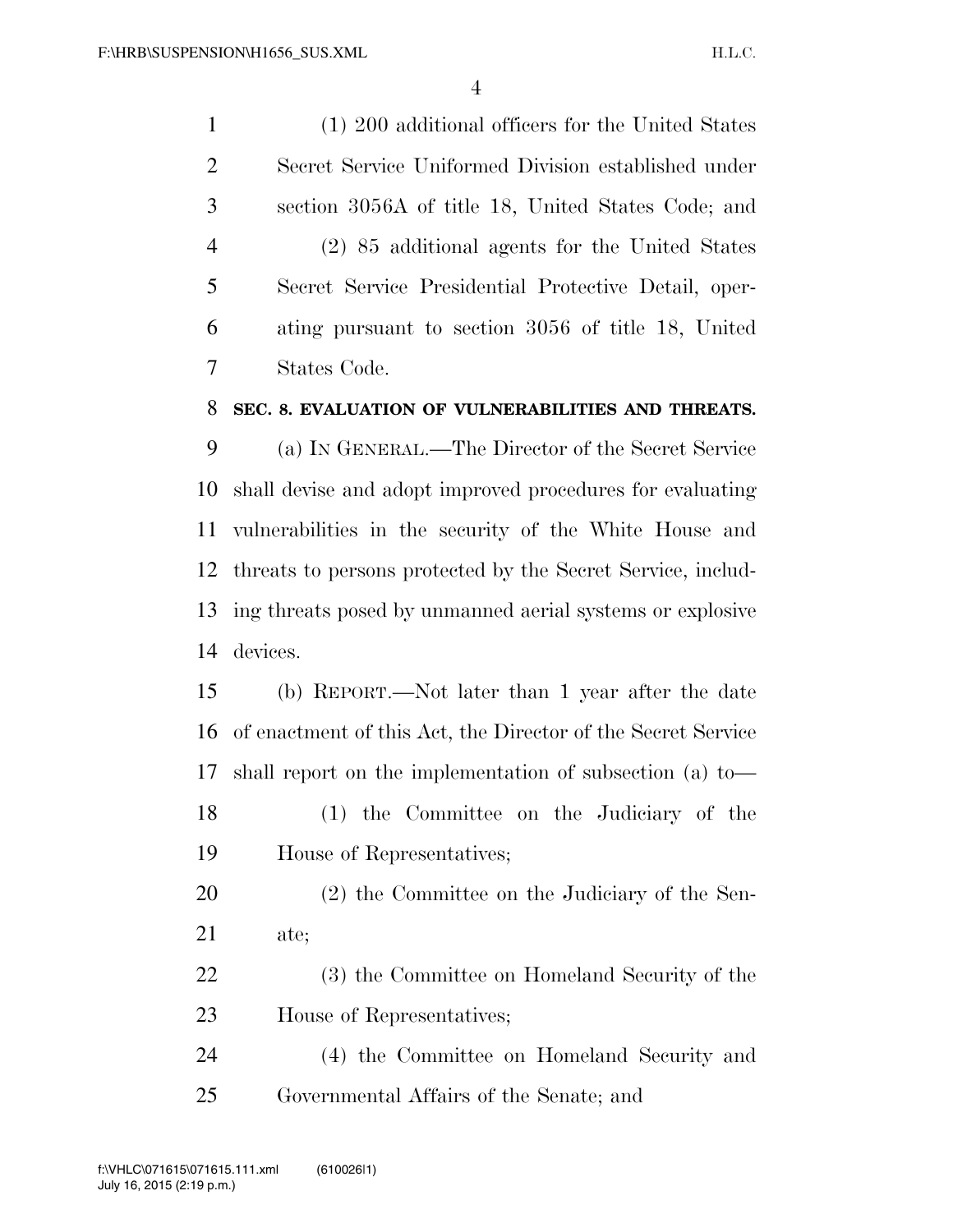(1) 200 additional officers for the United States Secret Service Uniformed Division established under section 3056A of title 18, United States Code; and

(2) 85 additional agents for the United States Secret Service Presidential Protective Detail, operating pursuant to section 3056 of title 18, United States Code.

**SEC. 8. EVALUATION OF VULNERABILITIES AND THREATS.**

(a) IN GENERAL.—The Director of the Secret Service shall devise and adopt improved procedures for evaluating vulnerabilities in the security of the White House and threats to persons protected by the Secret Service, including threats posed by unmanned aerial systems or explosive devices.

(b) REPORT.—Not later than 1 year after the date of enactment of this Act, the Director of the Secret Service shall report on the implementation of subsection (a) to—

(1) the Committee on the Judiciary of the House of Representatives;

(2) the Committee on the Judiciary of the Senate;

(3) the Committee on Homeland Security of the House of Representatives;

(4) the Committee on Homeland Security and Governmental Affairs of the Senate; and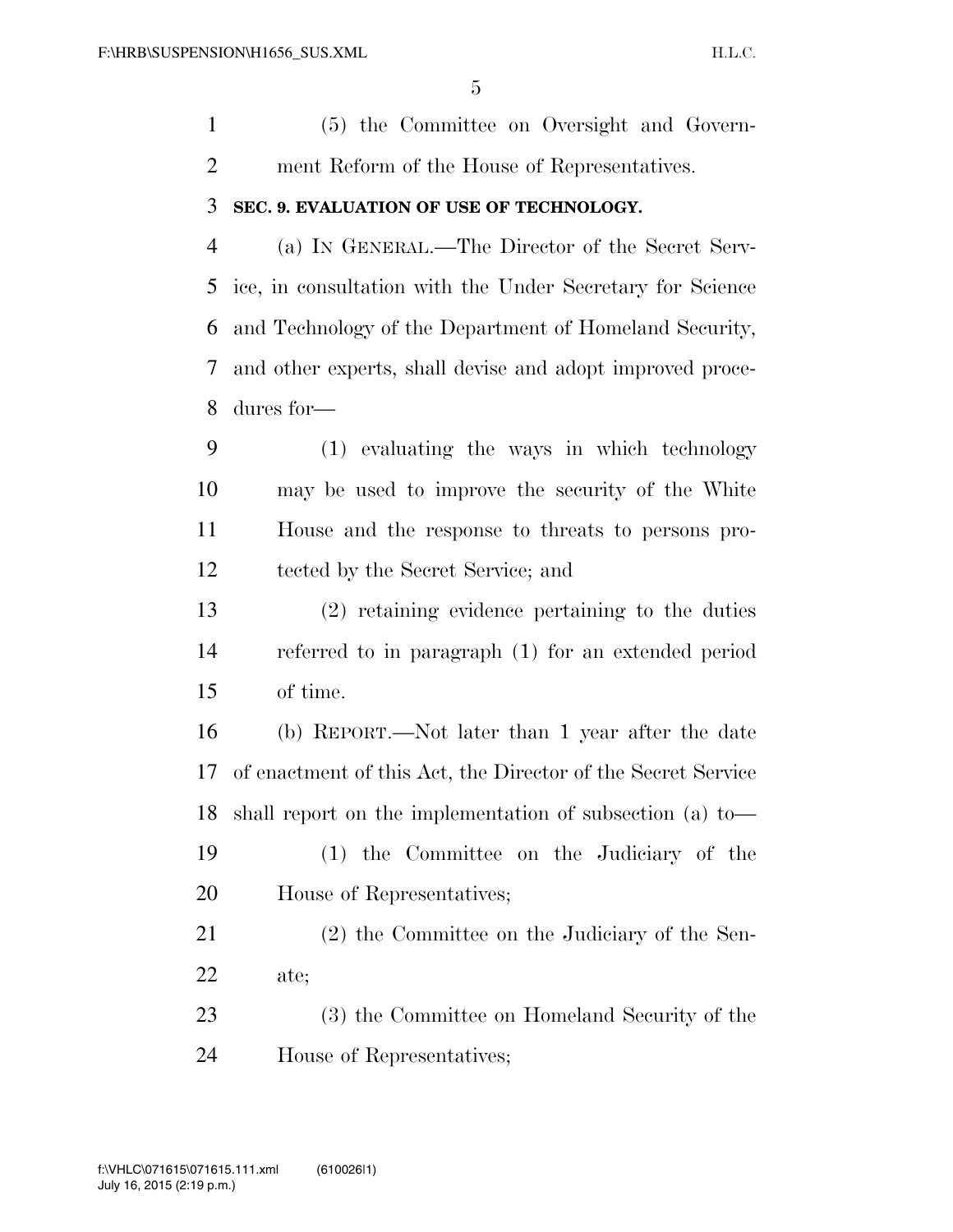(5) the Committee on Oversight and Government Reform of the House of Representatives.

**SEC. 9. EVALUATION OF USE OF TECHNOLOGY.**

(a) IN GENERAL.—The Director of the Secret Service, in consultation with the Under Secretary for Science and Technology of the Department of Homeland Security, and other experts, shall devise and adopt improved procedures for—

(1) evaluating the ways in which technology may be used to improve the security of the White House and the response to threats to persons protected by the Secret Service; and

(2) retaining evidence pertaining to the duties referred to in paragraph (1) for an extended period of time.

(b) REPORT.—Not later than 1 year after the date of enactment of this Act, the Director of the Secret Service shall report on the implementation of subsection (a) to—

(1) the Committee on the Judiciary of the House of Representatives;

(2) the Committee on the Judiciary of the Senate;

(3) the Committee on Homeland Security of the House of Representatives;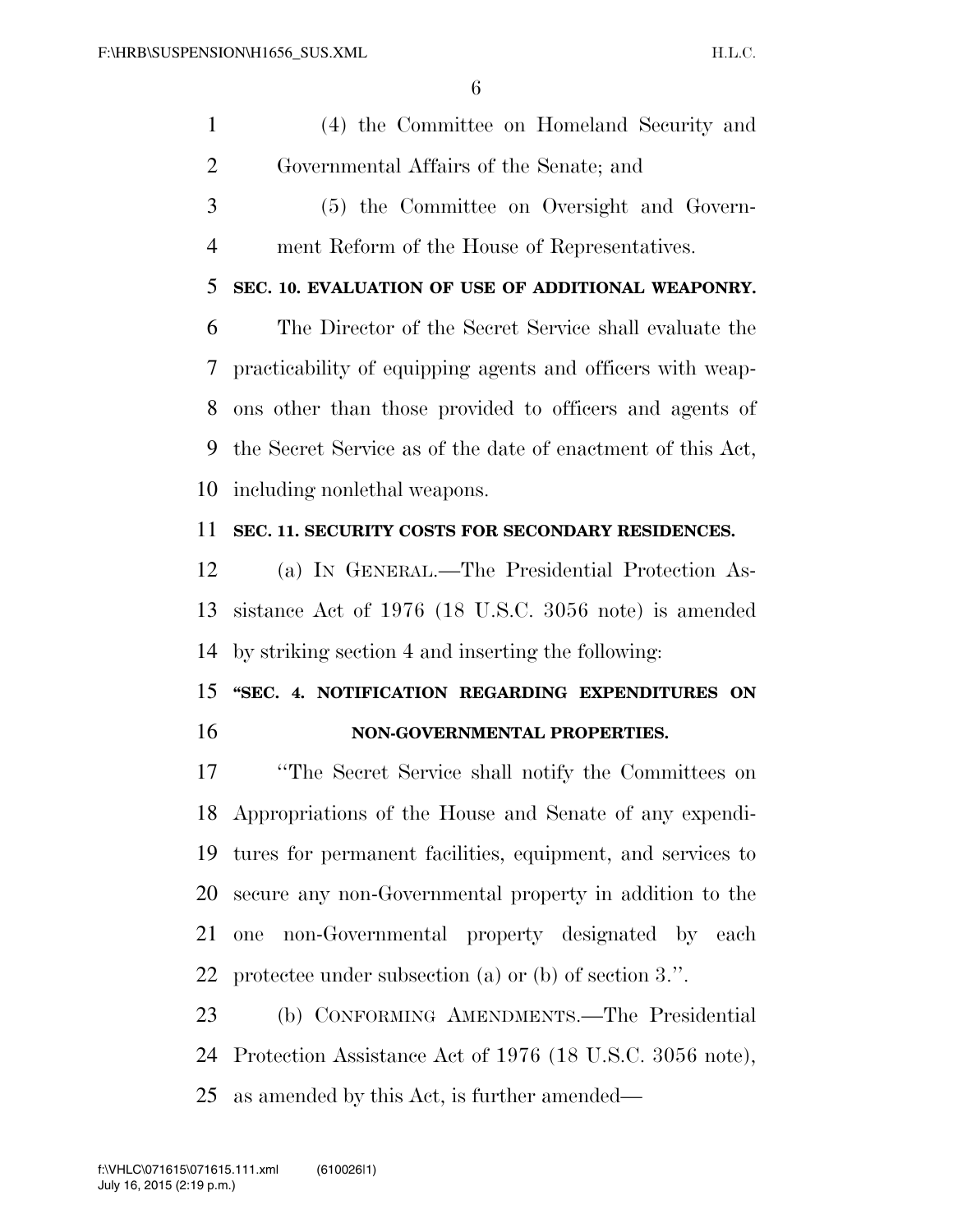(4) the Committee on Homeland Security and Governmental Affairs of the Senate; and

(5) the Committee on Oversight and Government Reform of the House of Representatives.

**SEC. 10. EVALUATION OF USE OF ADDITIONAL WEAPONRY.**

The Director of the Secret Service shall evaluate the practicability of equipping agents and officers with weapons other than those provided to officers and agents of the Secret Service as of the date of enactment of this Act, including nonlethal weapons.

**SEC. 11. SECURITY COSTS FOR SECONDARY RESIDENCES.**

(a) IN GENERAL.—The Presidential Protection Assistance Act of 1976 (18 U.S.C. 3056 note) is amended by striking section 4 and inserting the following:

**"SEC. 4. NOTIFICATION REGARDING EXPENDITURES ON NON-GOVERNMENTAL PROPERTIES.**

"The Secret Service shall notify the Committees on Appropriations of the House and Senate of any expenditures for permanent facilities, equipment, and services to secure any non-Governmental property in addition to the one non-Governmental property designated by each protectee under subsection (a) or (b) of section 3.".

(b) CONFORMING AMENDMENTS.—The Presidential Protection Assistance Act of 1976 (18 U.S.C. 3056 note), as amended by this Act, is further amended—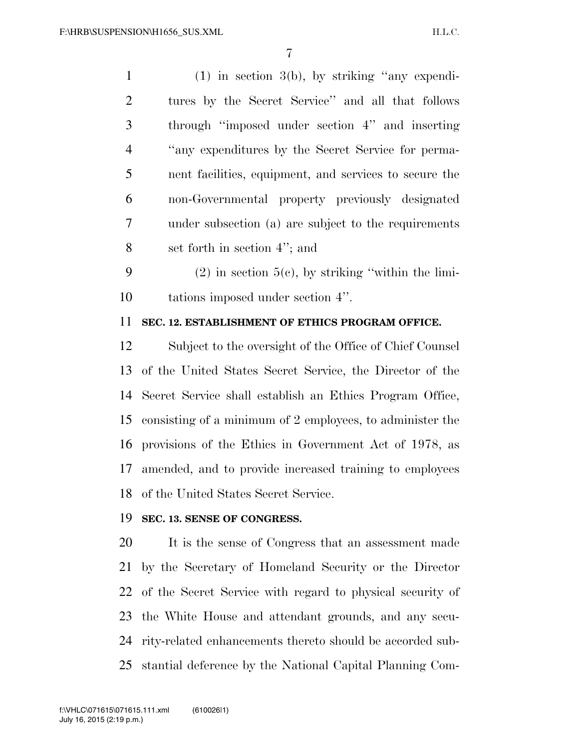(1) in section 3(b), by striking "any expenditures by the Secret Service" and all that follows through "imposed under section 4" and inserting "any expenditures by the Secret Service for permanent facilities, equipment, and services to secure the non-Governmental property previously designated under subsection (a) are subject to the requirements set forth in section 4"; and

(2) in section 5(c), by striking "within the limitations imposed under section 4".

**SEC. 12. ESTABLISHMENT OF ETHICS PROGRAM OFFICE.**

Subject to the oversight of the Office of Chief Counsel of the United States Secret Service, the Director of the Secret Service shall establish an Ethics Program Office, consisting of a minimum of 2 employees, to administer the provisions of the Ethics in Government Act of 1978, as amended, and to provide increased training to employees of the United States Secret Service.

**SEC. 13. SENSE OF CONGRESS.**

It is the sense of Congress that an assessment made by the Secretary of Homeland Security or the Director of the Secret Service with regard to physical security of the White House and attendant grounds, and any security-related enhancements thereto should be accorded substantial deference by the National Capital Planning Com-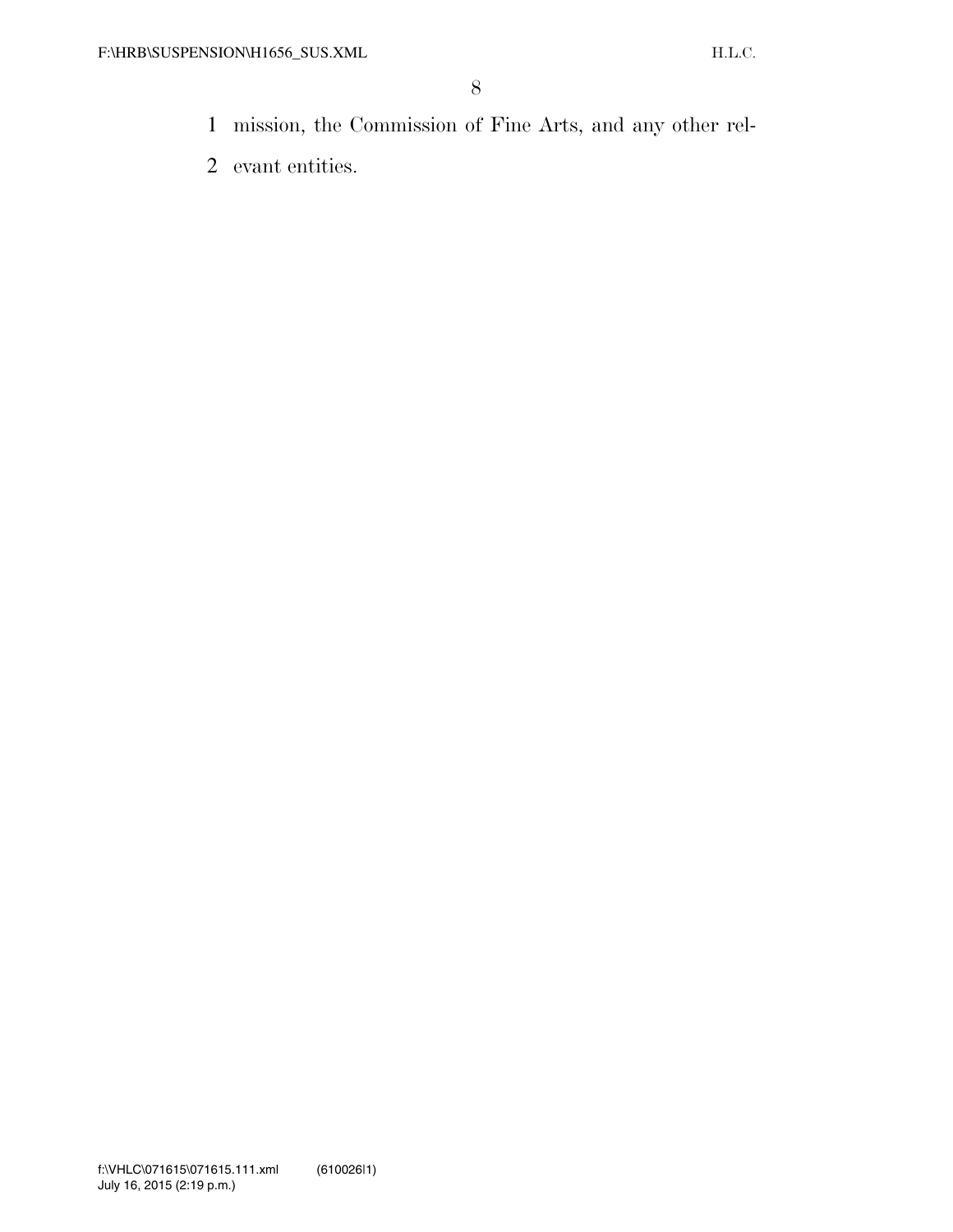mission, the Commission of Fine Arts, and any other relevant entities.